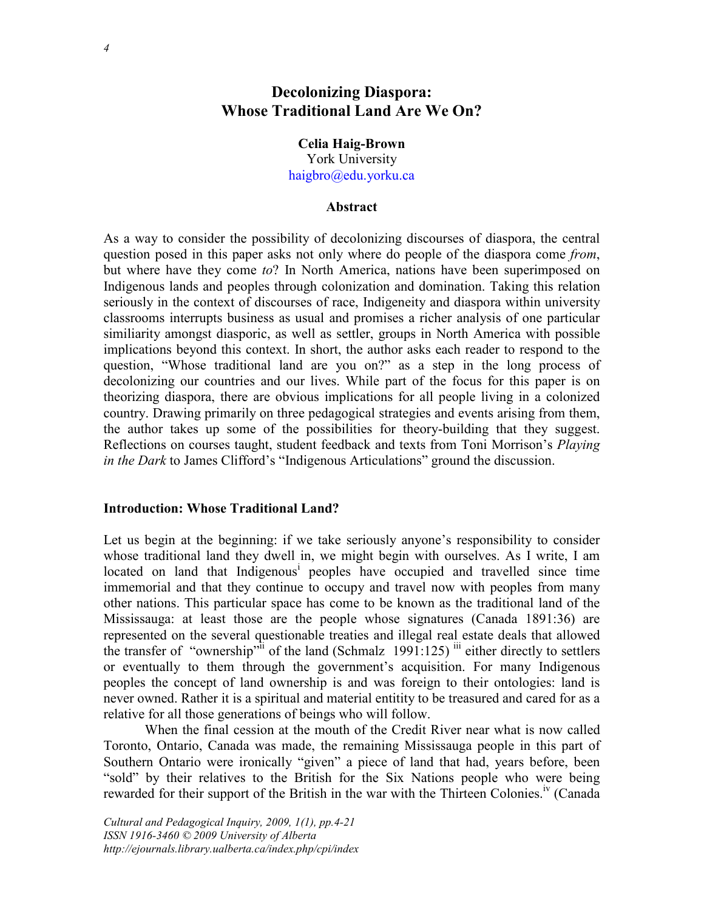# Decolonizing Diaspora:
# Whose Traditional Land Are We On?

**Celia Haig-Brown**
York University
haigbro@edu.yorku.ca

### Abstract

As a way to consider the possibility of decolonizing discourses of diaspora, the central question posed in this paper asks not only where do people of the diaspora come *from*, but where have they come *to*? In North America, nations have been superimposed on Indigenous lands and peoples through colonization and domination. Taking this relation seriously in the context of discourses of race, Indigeneity and diaspora within university classrooms interrupts business as usual and promises a richer analysis of one particular similiarity amongst diasporic, as well as settler, groups in North America with possible implications beyond this context. In short, the author asks each reader to respond to the question, "Whose traditional land are you on?" as a step in the long process of decolonizing our countries and our lives. While part of the focus for this paper is on theorizing diaspora, there are obvious implications for all people living in a colonized country. Drawing primarily on three pedagogical strategies and events arising from them, the author takes up some of the possibilities for theory-building that they suggest. Reflections on courses taught, student feedback and texts from Toni Morrison's *Playing in the Dark* to James Clifford's "Indigenous Articulations" ground the discussion.

### Introduction: Whose Traditional Land?

Let us begin at the beginning: if we take seriously anyone's responsibility to consider whose traditional land they dwell in, we might begin with ourselves. As I write, I am located on land that Indigenous[i] peoples have occupied and travelled since time immemorial and that they continue to occupy and travel now with peoples from many other nations. This particular space has come to be known as the traditional land of the Mississauga: at least those are the people whose signatures (Canada 1891:36) are represented on the several questionable treaties and illegal real estate deals that allowed the transfer of "ownership"[ii] of the land (Schmalz 1991:125)[iii] either directly to settlers or eventually to them through the government's acquisition. For many Indigenous peoples the concept of land ownership is and was foreign to their ontologies: land is never owned. Rather it is a spiritual and material entity to be treasured and cared for as a relative for all those generations of beings who will follow.

When the final cession at the mouth of the Credit River near what is now called Toronto, Ontario, Canada was made, the remaining Mississauga people in this part of Southern Ontario were ironically "given" a piece of land that had, years before, been "sold" by their relatives to the British for the Six Nations people who were being rewarded for their support of the British in the war with the Thirteen Colonies.[iv] (Canada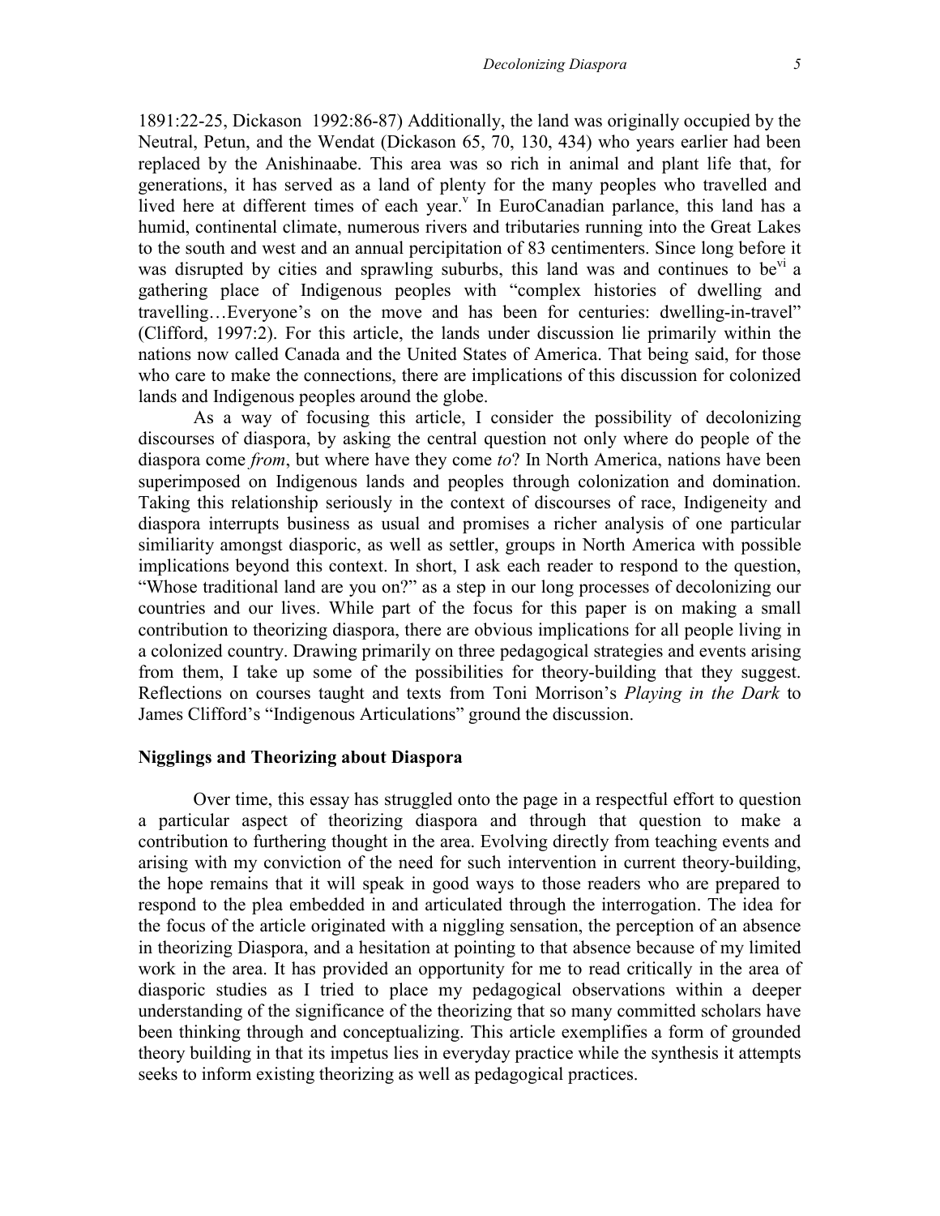1891:22-25, Dickason 1992:86-87) Additionally, the land was originally occupied by the Neutral, Petun, and the Wendat (Dickason 65, 70, 130, 434) who years earlier had been replaced by the Anishinaabe. This area was so rich in animal and plant life that, for generations, it has served as a land of plenty for the many peoples who travelled and lived here at different times of each year.[v] In EuroCanadian parlance, this land has a humid, continental climate, numerous rivers and tributaries running into the Great Lakes to the south and west and an annual percipitation of 83 centimenters. Since long before it was disrupted by cities and sprawling suburbs, this land was and continues to be[vi] a gathering place of Indigenous peoples with "complex histories of dwelling and travelling…Everyone's on the move and has been for centuries: dwelling-in-travel" (Clifford, 1997:2). For this article, the lands under discussion lie primarily within the nations now called Canada and the United States of America. That being said, for those who care to make the connections, there are implications of this discussion for colonized lands and Indigenous peoples around the globe.

As a way of focusing this article, I consider the possibility of decolonizing discourses of diaspora, by asking the central question not only where do people of the diaspora come *from*, but where have they come *to*? In North America, nations have been superimposed on Indigenous lands and peoples through colonization and domination. Taking this relationship seriously in the context of discourses of race, Indigeneity and diaspora interrupts business as usual and promises a richer analysis of one particular similiarity amongst diasporic, as well as settler, groups in North America with possible implications beyond this context. In short, I ask each reader to respond to the question, "Whose traditional land are you on?" as a step in our long processes of decolonizing our countries and our lives. While part of the focus for this paper is on making a small contribution to theorizing diaspora, there are obvious implications for all people living in a colonized country. Drawing primarily on three pedagogical strategies and events arising from them, I take up some of the possibilities for theory-building that they suggest. Reflections on courses taught and texts from Toni Morrison's *Playing in the Dark* to James Clifford's "Indigenous Articulations" ground the discussion.

## Nigglings and Theorizing about Diaspora

Over time, this essay has struggled onto the page in a respectful effort to question a particular aspect of theorizing diaspora and through that question to make a contribution to furthering thought in the area. Evolving directly from teaching events and arising with my conviction of the need for such intervention in current theory-building, the hope remains that it will speak in good ways to those readers who are prepared to respond to the plea embedded in and articulated through the interrogation. The idea for the focus of the article originated with a niggling sensation, the perception of an absence in theorizing Diaspora, and a hesitation at pointing to that absence because of my limited work in the area. It has provided an opportunity for me to read critically in the area of diasporic studies as I tried to place my pedagogical observations within a deeper understanding of the significance of the theorizing that so many committed scholars have been thinking through and conceptualizing. This article exemplifies a form of grounded theory building in that its impetus lies in everyday practice while the synthesis it attempts seeks to inform existing theorizing as well as pedagogical practices.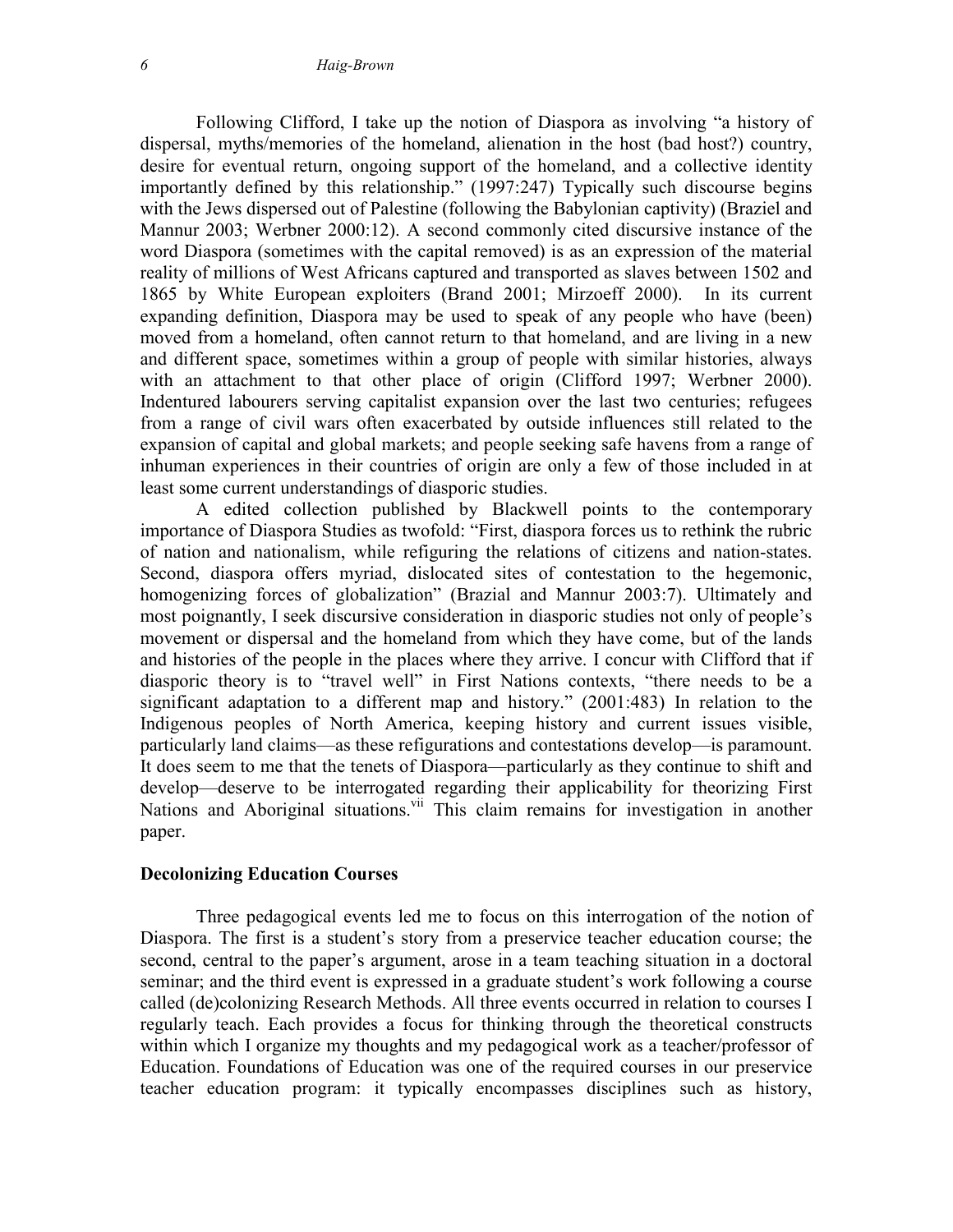Following Clifford, I take up the notion of Diaspora as involving "a history of dispersal, myths/memories of the homeland, alienation in the host (bad host?) country, desire for eventual return, ongoing support of the homeland, and a collective identity importantly defined by this relationship." (1997:247) Typically such discourse begins with the Jews dispersed out of Palestine (following the Babylonian captivity) (Braziel and Mannur 2003; Werbner 2000:12). A second commonly cited discursive instance of the word Diaspora (sometimes with the capital removed) is as an expression of the material reality of millions of West Africans captured and transported as slaves between 1502 and 1865 by White European exploiters (Brand 2001; Mirzoeff 2000). In its current expanding definition, Diaspora may be used to speak of any people who have (been) moved from a homeland, often cannot return to that homeland, and are living in a new and different space, sometimes within a group of people with similar histories, always with an attachment to that other place of origin (Clifford 1997; Werbner 2000). Indentured labourers serving capitalist expansion over the last two centuries; refugees from a range of civil wars often exacerbated by outside influences still related to the expansion of capital and global markets; and people seeking safe havens from a range of inhuman experiences in their countries of origin are only a few of those included in at least some current understandings of diasporic studies.

A edited collection published by Blackwell points to the contemporary importance of Diaspora Studies as twofold: "First, diaspora forces us to rethink the rubric of nation and nationalism, while refiguring the relations of citizens and nation-states. Second, diaspora offers myriad, dislocated sites of contestation to the hegemonic, homogenizing forces of globalization" (Brazial and Mannur 2003:7). Ultimately and most poignantly, I seek discursive consideration in diasporic studies not only of people's movement or dispersal and the homeland from which they have come, but of the lands and histories of the people in the places where they arrive. I concur with Clifford that if diasporic theory is to "travel well" in First Nations contexts, "there needs to be a significant adaptation to a different map and history." (2001:483) In relation to the Indigenous peoples of North America, keeping history and current issues visible, particularly land claims—as these refigurations and contestations develop—is paramount. It does seem to me that the tenets of Diaspora—particularly as they continue to shift and develop—deserve to be interrogated regarding their applicability for theorizing First Nations and Aboriginal situations.[vii] This claim remains for investigation in another paper.

**Decolonizing Education Courses**

Three pedagogical events led me to focus on this interrogation of the notion of Diaspora. The first is a student's story from a preservice teacher education course; the second, central to the paper's argument, arose in a team teaching situation in a doctoral seminar; and the third event is expressed in a graduate student's work following a course called (de)colonizing Research Methods. All three events occurred in relation to courses I regularly teach. Each provides a focus for thinking through the theoretical constructs within which I organize my thoughts and my pedagogical work as a teacher/professor of Education. Foundations of Education was one of the required courses in our preservice teacher education program: it typically encompasses disciplines such as history,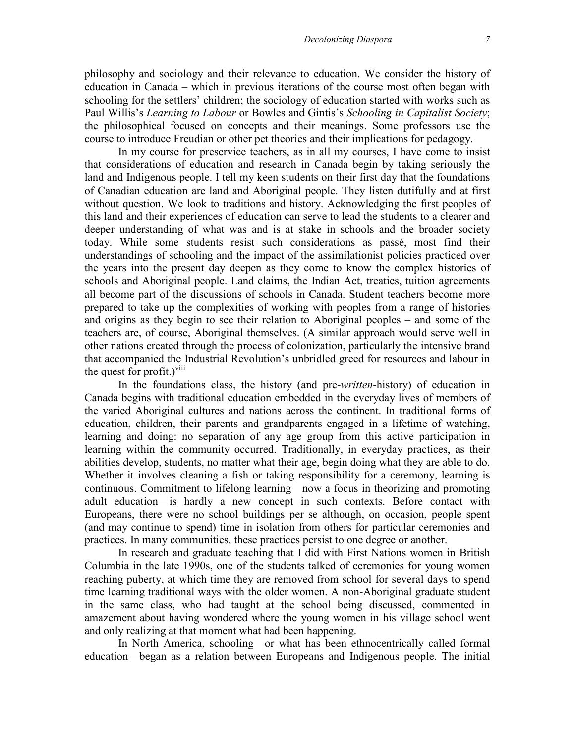philosophy and sociology and their relevance to education. We consider the history of education in Canada – which in previous iterations of the course most often began with schooling for the settlers' children; the sociology of education started with works such as Paul Willis's *Learning to Labour* or Bowles and Gintis's *Schooling in Capitalist Society*; the philosophical focused on concepts and their meanings. Some professors use the course to introduce Freudian or other pet theories and their implications for pedagogy.

In my course for preservice teachers, as in all my courses, I have come to insist that considerations of education and research in Canada begin by taking seriously the land and Indigenous people. I tell my keen students on their first day that the foundations of Canadian education are land and Aboriginal people. They listen dutifully and at first without question. We look to traditions and history. Acknowledging the first peoples of this land and their experiences of education can serve to lead the students to a clearer and deeper understanding of what was and is at stake in schools and the broader society today. While some students resist such considerations as passé, most find their understandings of schooling and the impact of the assimilationist policies practiced over the years into the present day deepen as they come to know the complex histories of schools and Aboriginal people. Land claims, the Indian Act, treaties, tuition agreements all become part of the discussions of schools in Canada. Student teachers become more prepared to take up the complexities of working with peoples from a range of histories and origins as they begin to see their relation to Aboriginal peoples – and some of the teachers are, of course, Aboriginal themselves. (A similar approach would serve well in other nations created through the process of colonization, particularly the intensive brand that accompanied the Industrial Revolution's unbridled greed for resources and labour in the quest for profit.)[viii]

In the foundations class, the history (and pre-*written*-history) of education in Canada begins with traditional education embedded in the everyday lives of members of the varied Aboriginal cultures and nations across the continent. In traditional forms of education, children, their parents and grandparents engaged in a lifetime of watching, learning and doing: no separation of any age group from this active participation in learning within the community occurred. Traditionally, in everyday practices, as their abilities develop, students, no matter what their age, begin doing what they are able to do. Whether it involves cleaning a fish or taking responsibility for a ceremony, learning is continuous. Commitment to lifelong learning—now a focus in theorizing and promoting adult education—is hardly a new concept in such contexts. Before contact with Europeans, there were no school buildings per se although, on occasion, people spent (and may continue to spend) time in isolation from others for particular ceremonies and practices. In many communities, these practices persist to one degree or another.

In research and graduate teaching that I did with First Nations women in British Columbia in the late 1990s, one of the students talked of ceremonies for young women reaching puberty, at which time they are removed from school for several days to spend time learning traditional ways with the older women. A non-Aboriginal graduate student in the same class, who had taught at the school being discussed, commented in amazement about having wondered where the young women in his village school went and only realizing at that moment what had been happening.

In North America, schooling—or what has been ethnocentrically called formal education—began as a relation between Europeans and Indigenous people. The initial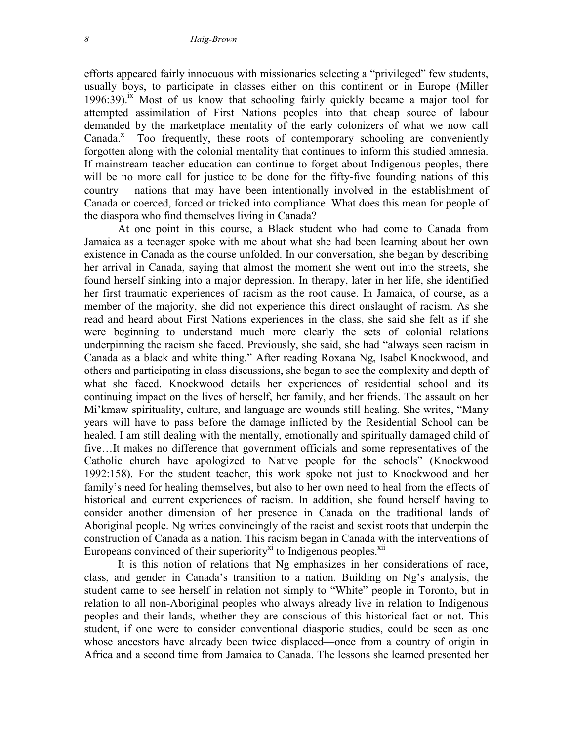efforts appeared fairly innocuous with missionaries selecting a "privileged" few students, usually boys, to participate in classes either on this continent or in Europe (Miller 1996:39).[ix] Most of us know that schooling fairly quickly became a major tool for attempted assimilation of First Nations peoples into that cheap source of labour demanded by the marketplace mentality of the early colonizers of what we now call Canada.[x] Too frequently, these roots of contemporary schooling are conveniently forgotten along with the colonial mentality that continues to inform this studied amnesia. If mainstream teacher education can continue to forget about Indigenous peoples, there will be no more call for justice to be done for the fifty-five founding nations of this country – nations that may have been intentionally involved in the establishment of Canada or coerced, forced or tricked into compliance. What does this mean for people of the diaspora who find themselves living in Canada?

At one point in this course, a Black student who had come to Canada from Jamaica as a teenager spoke with me about what she had been learning about her own existence in Canada as the course unfolded. In our conversation, she began by describing her arrival in Canada, saying that almost the moment she went out into the streets, she found herself sinking into a major depression. In therapy, later in her life, she identified her first traumatic experiences of racism as the root cause. In Jamaica, of course, as a member of the majority, she did not experience this direct onslaught of racism. As she read and heard about First Nations experiences in the class, she said she felt as if she were beginning to understand much more clearly the sets of colonial relations underpinning the racism she faced. Previously, she said, she had "always seen racism in Canada as a black and white thing." After reading Roxana Ng, Isabel Knockwood, and others and participating in class discussions, she began to see the complexity and depth of what she faced. Knockwood details her experiences of residential school and its continuing impact on the lives of herself, her family, and her friends. The assault on her Mi'kmaw spirituality, culture, and language are wounds still healing. She writes, "Many years will have to pass before the damage inflicted by the Residential School can be healed. I am still dealing with the mentally, emotionally and spiritually damaged child of five…It makes no difference that government officials and some representatives of the Catholic church have apologized to Native people for the schools" (Knockwood 1992:158). For the student teacher, this work spoke not just to Knockwood and her family's need for healing themselves, but also to her own need to heal from the effects of historical and current experiences of racism. In addition, she found herself having to consider another dimension of her presence in Canada on the traditional lands of Aboriginal people. Ng writes convincingly of the racist and sexist roots that underpin the construction of Canada as a nation. This racism began in Canada with the interventions of Europeans convinced of their superiority[xi] to Indigenous peoples.[xii]

It is this notion of relations that Ng emphasizes in her considerations of race, class, and gender in Canada's transition to a nation. Building on Ng's analysis, the student came to see herself in relation not simply to "White" people in Toronto, but in relation to all non-Aboriginal peoples who always already live in relation to Indigenous peoples and their lands, whether they are conscious of this historical fact or not. This student, if one were to consider conventional diasporic studies, could be seen as one whose ancestors have already been twice displaced—once from a country of origin in Africa and a second time from Jamaica to Canada. The lessons she learned presented her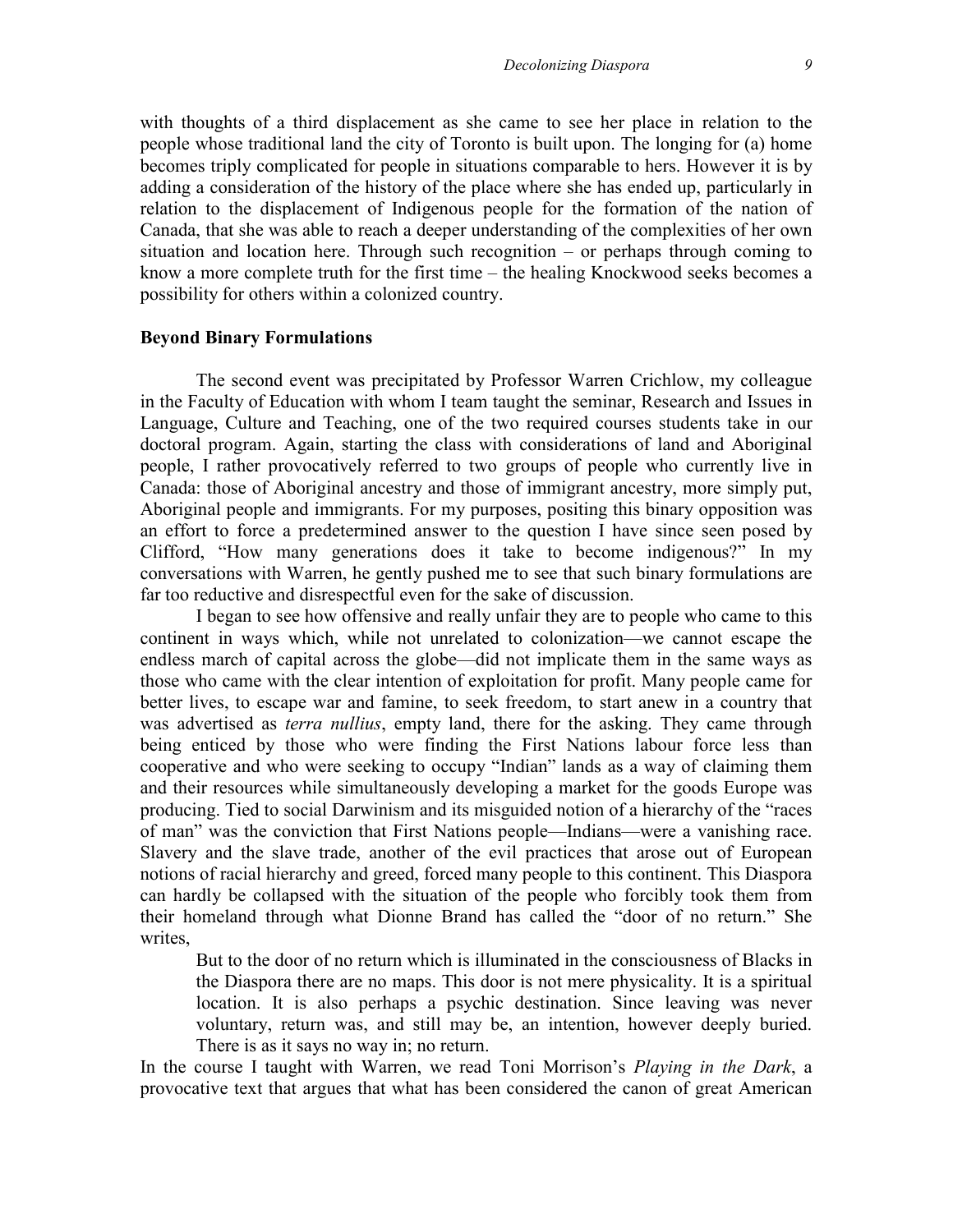with thoughts of a third displacement as she came to see her place in relation to the people whose traditional land the city of Toronto is built upon. The longing for (a) home becomes triply complicated for people in situations comparable to hers. However it is by adding a consideration of the history of the place where she has ended up, particularly in relation to the displacement of Indigenous people for the formation of the nation of Canada, that she was able to reach a deeper understanding of the complexities of her own situation and location here. Through such recognition – or perhaps through coming to know a more complete truth for the first time – the healing Knockwood seeks becomes a possibility for others within a colonized country.

**Beyond Binary Formulations**

The second event was precipitated by Professor Warren Crichlow, my colleague in the Faculty of Education with whom I team taught the seminar, Research and Issues in Language, Culture and Teaching, one of the two required courses students take in our doctoral program. Again, starting the class with considerations of land and Aboriginal people, I rather provocatively referred to two groups of people who currently live in Canada: those of Aboriginal ancestry and those of immigrant ancestry, more simply put, Aboriginal people and immigrants. For my purposes, positing this binary opposition was an effort to force a predetermined answer to the question I have since seen posed by Clifford, "How many generations does it take to become indigenous?" In my conversations with Warren, he gently pushed me to see that such binary formulations are far too reductive and disrespectful even for the sake of discussion.

I began to see how offensive and really unfair they are to people who came to this continent in ways which, while not unrelated to colonization—we cannot escape the endless march of capital across the globe—did not implicate them in the same ways as those who came with the clear intention of exploitation for profit. Many people came for better lives, to escape war and famine, to seek freedom, to start anew in a country that was advertised as *terra nullius*, empty land, there for the asking. They came through being enticed by those who were finding the First Nations labour force less than cooperative and who were seeking to occupy "Indian" lands as a way of claiming them and their resources while simultaneously developing a market for the goods Europe was producing. Tied to social Darwinism and its misguided notion of a hierarchy of the "races of man" was the conviction that First Nations people—Indians—were a vanishing race. Slavery and the slave trade, another of the evil practices that arose out of European notions of racial hierarchy and greed, forced many people to this continent. This Diaspora can hardly be collapsed with the situation of the people who forcibly took them from their homeland through what Dionne Brand has called the "door of no return." She writes,

> But to the door of no return which is illuminated in the consciousness of Blacks in the Diaspora there are no maps. This door is not mere physicality. It is a spiritual location. It is also perhaps a psychic destination. Since leaving was never voluntary, return was, and still may be, an intention, however deeply buried. There is as it says no way in; no return.

In the course I taught with Warren, we read Toni Morrison's *Playing in the Dark*, a provocative text that argues that what has been considered the canon of great American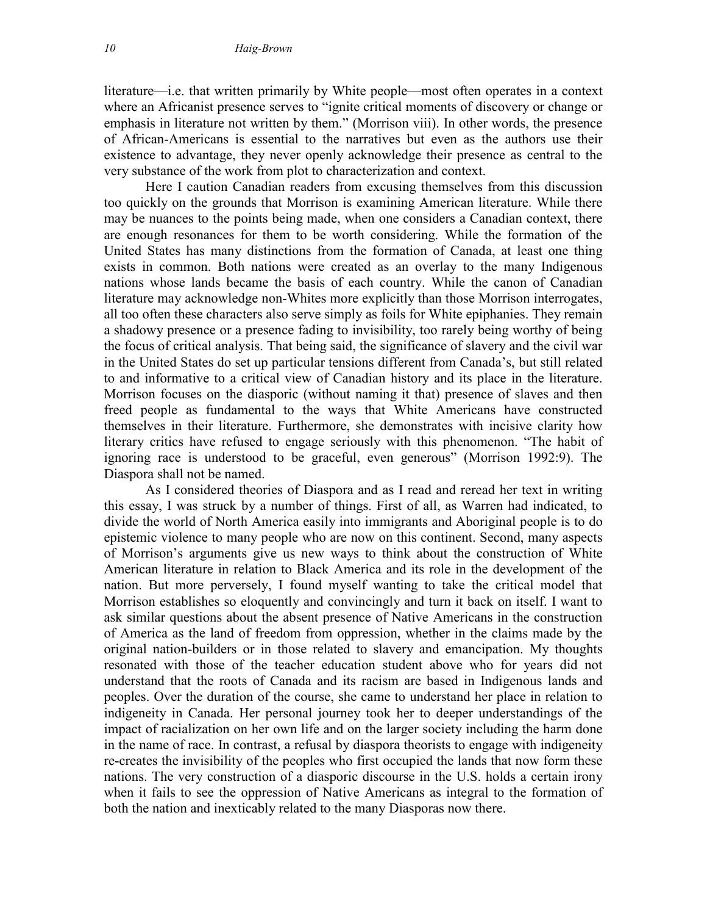literature—i.e. that written primarily by White people—most often operates in a context where an Africanist presence serves to "ignite critical moments of discovery or change or emphasis in literature not written by them." (Morrison viii). In other words, the presence of African-Americans is essential to the narratives but even as the authors use their existence to advantage, they never openly acknowledge their presence as central to the very substance of the work from plot to characterization and context.

Here I caution Canadian readers from excusing themselves from this discussion too quickly on the grounds that Morrison is examining American literature. While there may be nuances to the points being made, when one considers a Canadian context, there are enough resonances for them to be worth considering. While the formation of the United States has many distinctions from the formation of Canada, at least one thing exists in common. Both nations were created as an overlay to the many Indigenous nations whose lands became the basis of each country. While the canon of Canadian literature may acknowledge non-Whites more explicitly than those Morrison interrogates, all too often these characters also serve simply as foils for White epiphanies. They remain a shadowy presence or a presence fading to invisibility, too rarely being worthy of being the focus of critical analysis. That being said, the significance of slavery and the civil war in the United States do set up particular tensions different from Canada's, but still related to and informative to a critical view of Canadian history and its place in the literature. Morrison focuses on the diasporic (without naming it that) presence of slaves and then freed people as fundamental to the ways that White Americans have constructed themselves in their literature. Furthermore, she demonstrates with incisive clarity how literary critics have refused to engage seriously with this phenomenon. "The habit of ignoring race is understood to be graceful, even generous" (Morrison 1992:9). The Diaspora shall not be named.

As I considered theories of Diaspora and as I read and reread her text in writing this essay, I was struck by a number of things. First of all, as Warren had indicated, to divide the world of North America easily into immigrants and Aboriginal people is to do epistemic violence to many people who are now on this continent. Second, many aspects of Morrison's arguments give us new ways to think about the construction of White American literature in relation to Black America and its role in the development of the nation. But more perversely, I found myself wanting to take the critical model that Morrison establishes so eloquently and convincingly and turn it back on itself. I want to ask similar questions about the absent presence of Native Americans in the construction of America as the land of freedom from oppression, whether in the claims made by the original nation-builders or in those related to slavery and emancipation. My thoughts resonated with those of the teacher education student above who for years did not understand that the roots of Canada and its racism are based in Indigenous lands and peoples. Over the duration of the course, she came to understand her place in relation to indigeneity in Canada. Her personal journey took her to deeper understandings of the impact of racialization on her own life and on the larger society including the harm done in the name of race. In contrast, a refusal by diaspora theorists to engage with indigeneity re-creates the invisibility of the peoples who first occupied the lands that now form these nations. The very construction of a diasporic discourse in the U.S. holds a certain irony when it fails to see the oppression of Native Americans as integral to the formation of both the nation and inexticably related to the many Diasporas now there.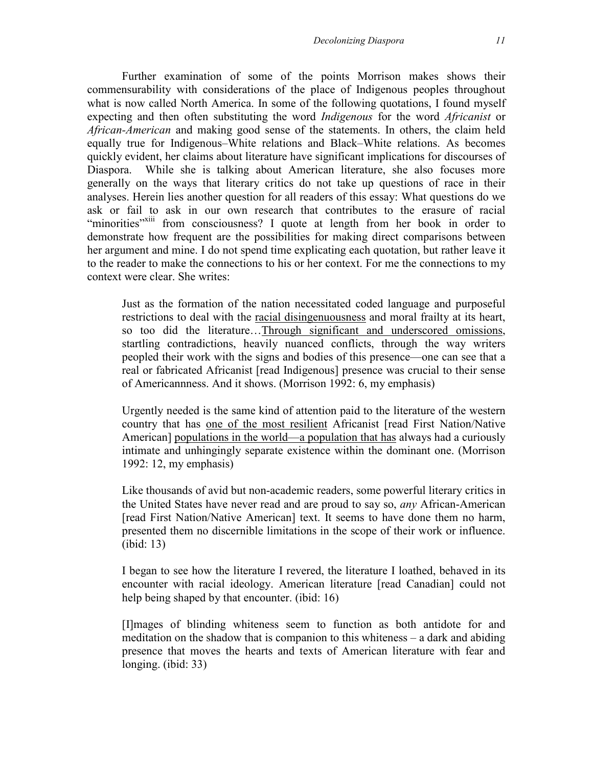Further examination of some of the points Morrison makes shows their commensurability with considerations of the place of Indigenous peoples throughout what is now called North America. In some of the following quotations, I found myself expecting and then often substituting the word *Indigenous* for the word *Africanist* or *African-American* and making good sense of the statements. In others, the claim held equally true for Indigenous–White relations and Black–White relations. As becomes quickly evident, her claims about literature have significant implications for discourses of Diaspora. While she is talking about American literature, she also focuses more generally on the ways that literary critics do not take up questions of race in their analyses. Herein lies another question for all readers of this essay: What questions do we ask or fail to ask in our own research that contributes to the erasure of racial "minorities"[xiii] from consciousness? I quote at length from her book in order to demonstrate how frequent are the possibilities for making direct comparisons between her argument and mine. I do not spend time explicating each quotation, but rather leave it to the reader to make the connections to his or her context. For me the connections to my context were clear. She writes:

> Just as the formation of the nation necessitated coded language and purposeful restrictions to deal with the <u>racial disingenuousness</u> and moral frailty at its heart, so too did the literature…<u>Through significant and underscored omissions</u>, startling contradictions, heavily nuanced conflicts, through the way writers peopled their work with the signs and bodies of this presence—one can see that a real or fabricated Africanist [read Indigenous] presence was crucial to their sense of Americannness. And it shows. (Morrison 1992: 6, my emphasis)

> Urgently needed is the same kind of attention paid to the literature of the western country that has <u>one of the most resilient</u> Africanist [read First Nation/Native American] <u>populations in the world—a population that has</u> always had a curiously intimate and unhingingly separate existence within the dominant one. (Morrison 1992: 12, my emphasis)

> Like thousands of avid but non-academic readers, some powerful literary critics in the United States have never read and are proud to say so, *any* African-American [read First Nation/Native American] text. It seems to have done them no harm, presented them no discernible limitations in the scope of their work or influence. (ibid: 13)

> I began to see how the literature I revered, the literature I loathed, behaved in its encounter with racial ideology. American literature [read Canadian] could not help being shaped by that encounter. (ibid: 16)

> [I]mages of blinding whiteness seem to function as both antidote for and meditation on the shadow that is companion to this whiteness – a dark and abiding presence that moves the hearts and texts of American literature with fear and longing. (ibid: 33)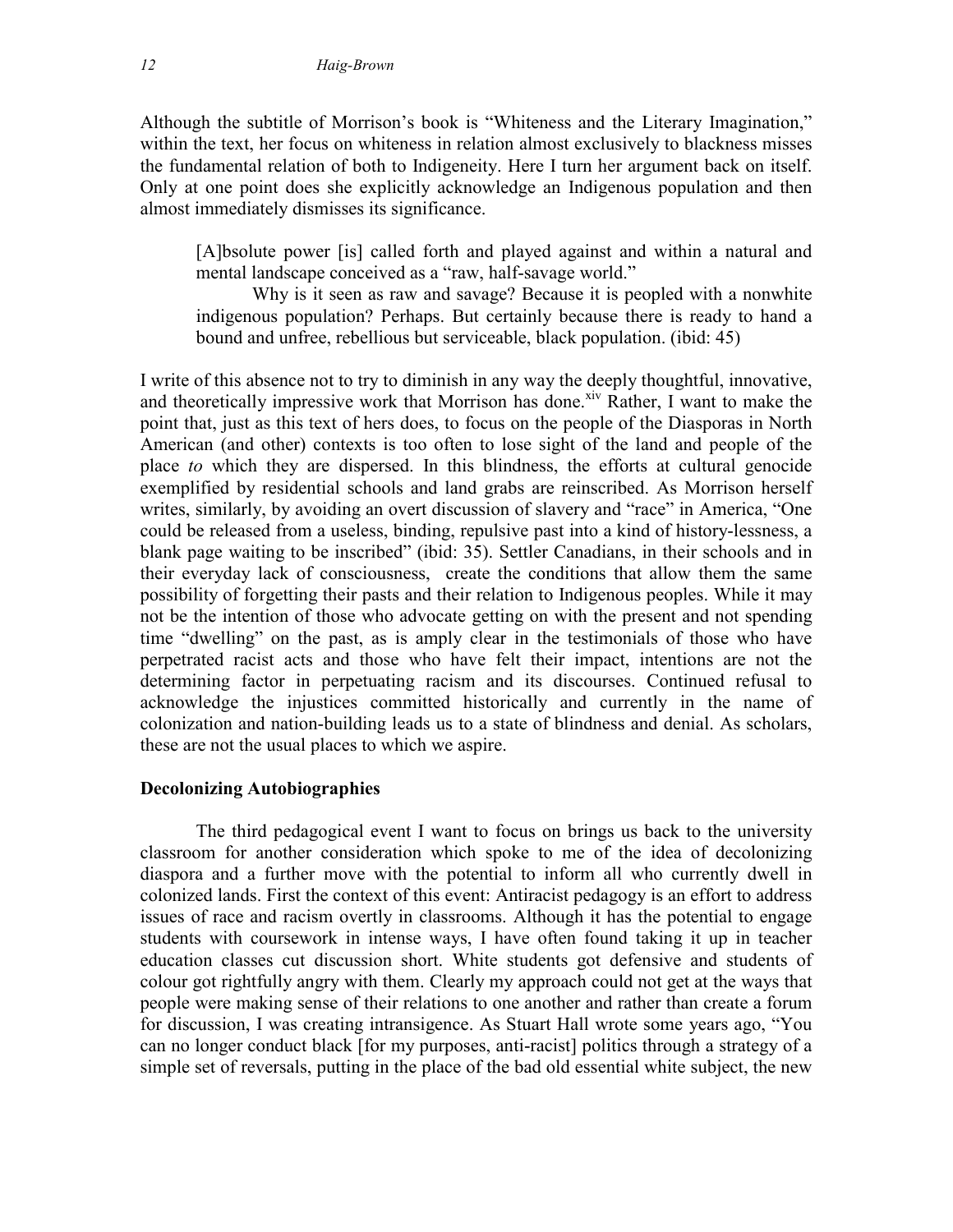Although the subtitle of Morrison's book is "Whiteness and the Literary Imagination," within the text, her focus on whiteness in relation almost exclusively to blackness misses the fundamental relation of both to Indigeneity. Here I turn her argument back on itself. Only at one point does she explicitly acknowledge an Indigenous population and then almost immediately dismisses its significance.

> [A]bsolute power [is] called forth and played against and within a natural and mental landscape conceived as a "raw, half-savage world."
>
> Why is it seen as raw and savage? Because it is peopled with a nonwhite indigenous population? Perhaps. But certainly because there is ready to hand a bound and unfree, rebellious but serviceable, black population. (ibid: 45)

I write of this absence not to try to diminish in any way the deeply thoughtful, innovative, and theoretically impressive work that Morrison has done.[xiv] Rather, I want to make the point that, just as this text of hers does, to focus on the people of the Diasporas in North American (and other) contexts is too often to lose sight of the land and people of the place *to* which they are dispersed. In this blindness, the efforts at cultural genocide exemplified by residential schools and land grabs are reinscribed. As Morrison herself writes, similarly, by avoiding an overt discussion of slavery and "race" in America, "One could be released from a useless, binding, repulsive past into a kind of history-lessness, a blank page waiting to be inscribed" (ibid: 35). Settler Canadians, in their schools and in their everyday lack of consciousness, create the conditions that allow them the same possibility of forgetting their pasts and their relation to Indigenous peoples. While it may not be the intention of those who advocate getting on with the present and not spending time "dwelling" on the past, as is amply clear in the testimonials of those who have perpetrated racist acts and those who have felt their impact, intentions are not the determining factor in perpetuating racism and its discourses. Continued refusal to acknowledge the injustices committed historically and currently in the name of colonization and nation-building leads us to a state of blindness and denial. As scholars, these are not the usual places to which we aspire.

**Decolonizing Autobiographies**

The third pedagogical event I want to focus on brings us back to the university classroom for another consideration which spoke to me of the idea of decolonizing diaspora and a further move with the potential to inform all who currently dwell in colonized lands. First the context of this event: Antiracist pedagogy is an effort to address issues of race and racism overtly in classrooms. Although it has the potential to engage students with coursework in intense ways, I have often found taking it up in teacher education classes cut discussion short. White students got defensive and students of colour got rightfully angry with them. Clearly my approach could not get at the ways that people were making sense of their relations to one another and rather than create a forum for discussion, I was creating intransigence. As Stuart Hall wrote some years ago, "You can no longer conduct black [for my purposes, anti-racist] politics through a strategy of a simple set of reversals, putting in the place of the bad old essential white subject, the new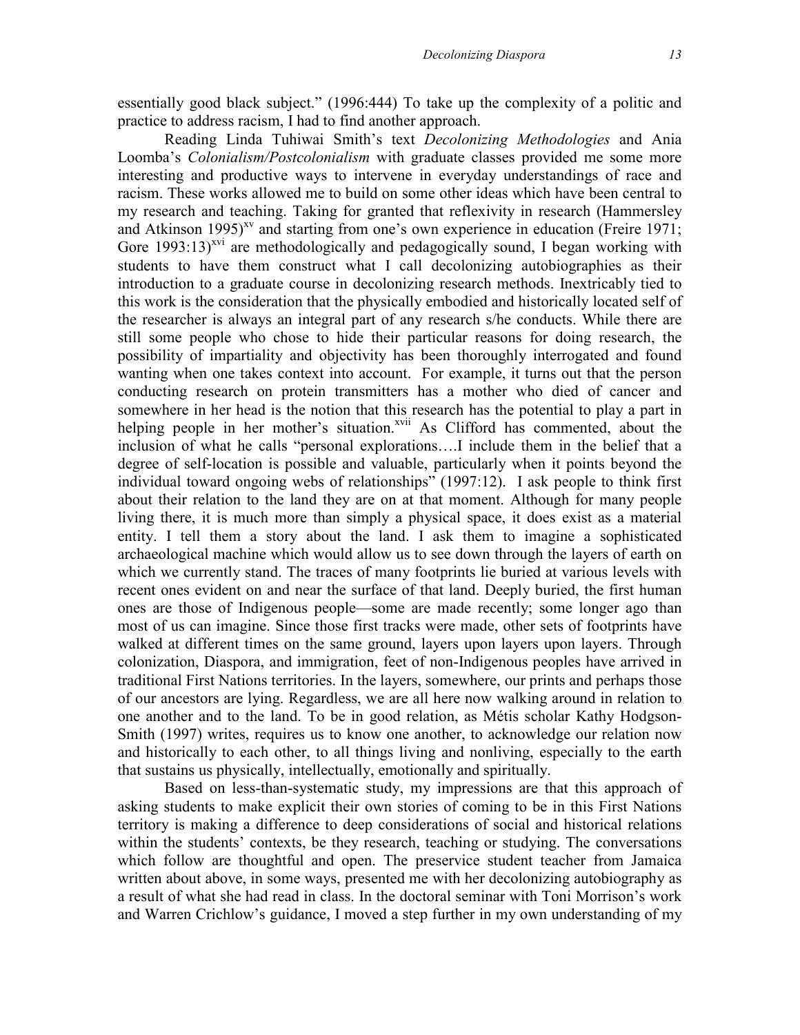essentially good black subject." (1996:444) To take up the complexity of a politic and practice to address racism, I had to find another approach.

Reading Linda Tuhiwai Smith's text *Decolonizing Methodologies* and Ania Loomba's *Colonialism/Postcolonialism* with graduate classes provided me some more interesting and productive ways to intervene in everyday understandings of race and racism. These works allowed me to build on some other ideas which have been central to my research and teaching. Taking for granted that reflexivity in research (Hammersley and Atkinson 1995)[xv] and starting from one's own experience in education (Freire 1971; Gore 1993:13)[xvi] are methodologically and pedagogically sound, I began working with students to have them construct what I call decolonizing autobiographies as their introduction to a graduate course in decolonizing research methods. Inextricably tied to this work is the consideration that the physically embodied and historically located self of the researcher is always an integral part of any research s/he conducts. While there are still some people who chose to hide their particular reasons for doing research, the possibility of impartiality and objectivity has been thoroughly interrogated and found wanting when one takes context into account. For example, it turns out that the person conducting research on protein transmitters has a mother who died of cancer and somewhere in her head is the notion that this research has the potential to play a part in helping people in her mother's situation.[xvii] As Clifford has commented, about the inclusion of what he calls "personal explorations….I include them in the belief that a degree of self-location is possible and valuable, particularly when it points beyond the individual toward ongoing webs of relationships" (1997:12). I ask people to think first about their relation to the land they are on at that moment. Although for many people living there, it is much more than simply a physical space, it does exist as a material entity. I tell them a story about the land. I ask them to imagine a sophisticated archaeological machine which would allow us to see down through the layers of earth on which we currently stand. The traces of many footprints lie buried at various levels with recent ones evident on and near the surface of that land. Deeply buried, the first human ones are those of Indigenous people—some are made recently; some longer ago than most of us can imagine. Since those first tracks were made, other sets of footprints have walked at different times on the same ground, layers upon layers upon layers. Through colonization, Diaspora, and immigration, feet of non-Indigenous peoples have arrived in traditional First Nations territories. In the layers, somewhere, our prints and perhaps those of our ancestors are lying. Regardless, we are all here now walking around in relation to one another and to the land. To be in good relation, as Métis scholar Kathy Hodgson-Smith (1997) writes, requires us to know one another, to acknowledge our relation now and historically to each other, to all things living and nonliving, especially to the earth that sustains us physically, intellectually, emotionally and spiritually.

Based on less-than-systematic study, my impressions are that this approach of asking students to make explicit their own stories of coming to be in this First Nations territory is making a difference to deep considerations of social and historical relations within the students' contexts, be they research, teaching or studying. The conversations which follow are thoughtful and open. The preservice student teacher from Jamaica written about above, in some ways, presented me with her decolonizing autobiography as a result of what she had read in class. In the doctoral seminar with Toni Morrison's work and Warren Crichlow's guidance, I moved a step further in my own understanding of my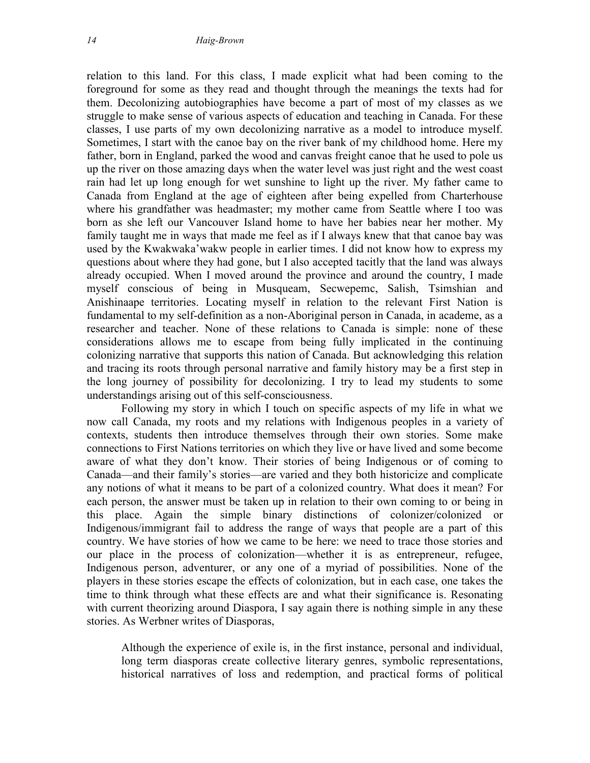relation to this land. For this class, I made explicit what had been coming to the foreground for some as they read and thought through the meanings the texts had for them. Decolonizing autobiographies have become a part of most of my classes as we struggle to make sense of various aspects of education and teaching in Canada. For these classes, I use parts of my own decolonizing narrative as a model to introduce myself. Sometimes, I start with the canoe bay on the river bank of my childhood home. Here my father, born in England, parked the wood and canvas freight canoe that he used to pole us up the river on those amazing days when the water level was just right and the west coast rain had let up long enough for wet sunshine to light up the river. My father came to Canada from England at the age of eighteen after being expelled from Charterhouse where his grandfather was headmaster; my mother came from Seattle where I too was born as she left our Vancouver Island home to have her babies near her mother. My family taught me in ways that made me feel as if I always knew that that canoe bay was used by the Kwakwaka'wakw people in earlier times. I did not know how to express my questions about where they had gone, but I also accepted tacitly that the land was always already occupied. When I moved around the province and around the country, I made myself conscious of being in Musqueam, Secwepemc, Salish, Tsimshian and Anishinaape territories. Locating myself in relation to the relevant First Nation is fundamental to my self-definition as a non-Aboriginal person in Canada, in academe, as a researcher and teacher. None of these relations to Canada is simple: none of these considerations allows me to escape from being fully implicated in the continuing colonizing narrative that supports this nation of Canada. But acknowledging this relation and tracing its roots through personal narrative and family history may be a first step in the long journey of possibility for decolonizing. I try to lead my students to some understandings arising out of this self-consciousness.

Following my story in which I touch on specific aspects of my life in what we now call Canada, my roots and my relations with Indigenous peoples in a variety of contexts, students then introduce themselves through their own stories. Some make connections to First Nations territories on which they live or have lived and some become aware of what they don't know. Their stories of being Indigenous or of coming to Canada—and their family's stories—are varied and they both historicize and complicate any notions of what it means to be part of a colonized country. What does it mean? For each person, the answer must be taken up in relation to their own coming to or being in this place. Again the simple binary distinctions of colonizer/colonized or Indigenous/immigrant fail to address the range of ways that people are a part of this country. We have stories of how we came to be here: we need to trace those stories and our place in the process of colonization—whether it is as entrepreneur, refugee, Indigenous person, adventurer, or any one of a myriad of possibilities. None of the players in these stories escape the effects of colonization, but in each case, one takes the time to think through what these effects are and what their significance is. Resonating with current theorizing around Diaspora, I say again there is nothing simple in any these stories. As Werbner writes of Diasporas,

> Although the experience of exile is, in the first instance, personal and individual, long term diasporas create collective literary genres, symbolic representations, historical narratives of loss and redemption, and practical forms of political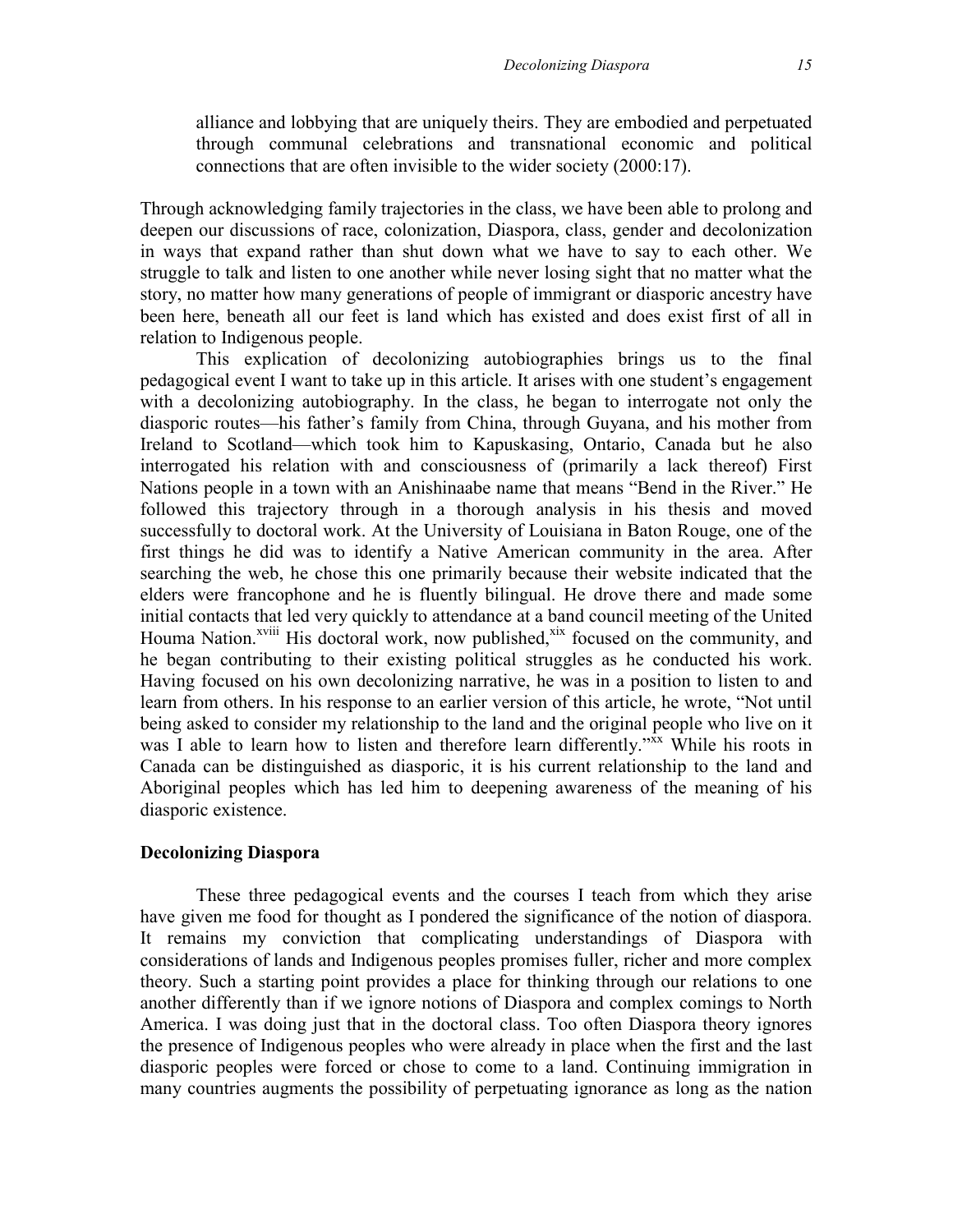> alliance and lobbying that are uniquely theirs. They are embodied and perpetuated through communal celebrations and transnational economic and political connections that are often invisible to the wider society (2000:17).

Through acknowledging family trajectories in the class, we have been able to prolong and deepen our discussions of race, colonization, Diaspora, class, gender and decolonization in ways that expand rather than shut down what we have to say to each other. We struggle to talk and listen to one another while never losing sight that no matter what the story, no matter how many generations of people of immigrant or diasporic ancestry have been here, beneath all our feet is land which has existed and does exist first of all in relation to Indigenous people.

This explication of decolonizing autobiographies brings us to the final pedagogical event I want to take up in this article. It arises with one student's engagement with a decolonizing autobiography. In the class, he began to interrogate not only the diasporic routes—his father's family from China, through Guyana, and his mother from Ireland to Scotland—which took him to Kapuskasing, Ontario, Canada but he also interrogated his relation with and consciousness of (primarily a lack thereof) First Nations people in a town with an Anishinaabe name that means "Bend in the River." He followed this trajectory through in a thorough analysis in his thesis and moved successfully to doctoral work. At the University of Louisiana in Baton Rouge, one of the first things he did was to identify a Native American community in the area. After searching the web, he chose this one primarily because their website indicated that the elders were francophone and he is fluently bilingual. He drove there and made some initial contacts that led very quickly to attendance at a band council meeting of the United Houma Nation.[xviii] His doctoral work, now published,[xix] focused on the community, and he began contributing to their existing political struggles as he conducted his work. Having focused on his own decolonizing narrative, he was in a position to listen to and learn from others. In his response to an earlier version of this article, he wrote, "Not until being asked to consider my relationship to the land and the original people who live on it was I able to learn how to listen and therefore learn differently."[xx] While his roots in Canada can be distinguished as diasporic, it is his current relationship to the land and Aboriginal peoples which has led him to deepening awareness of the meaning of his diasporic existence.

## Decolonizing Diaspora

These three pedagogical events and the courses I teach from which they arise have given me food for thought as I pondered the significance of the notion of diaspora. It remains my conviction that complicating understandings of Diaspora with considerations of lands and Indigenous peoples promises fuller, richer and more complex theory. Such a starting point provides a place for thinking through our relations to one another differently than if we ignore notions of Diaspora and complex comings to North America. I was doing just that in the doctoral class. Too often Diaspora theory ignores the presence of Indigenous peoples who were already in place when the first and the last diasporic peoples were forced or chose to come to a land. Continuing immigration in many countries augments the possibility of perpetuating ignorance as long as the nation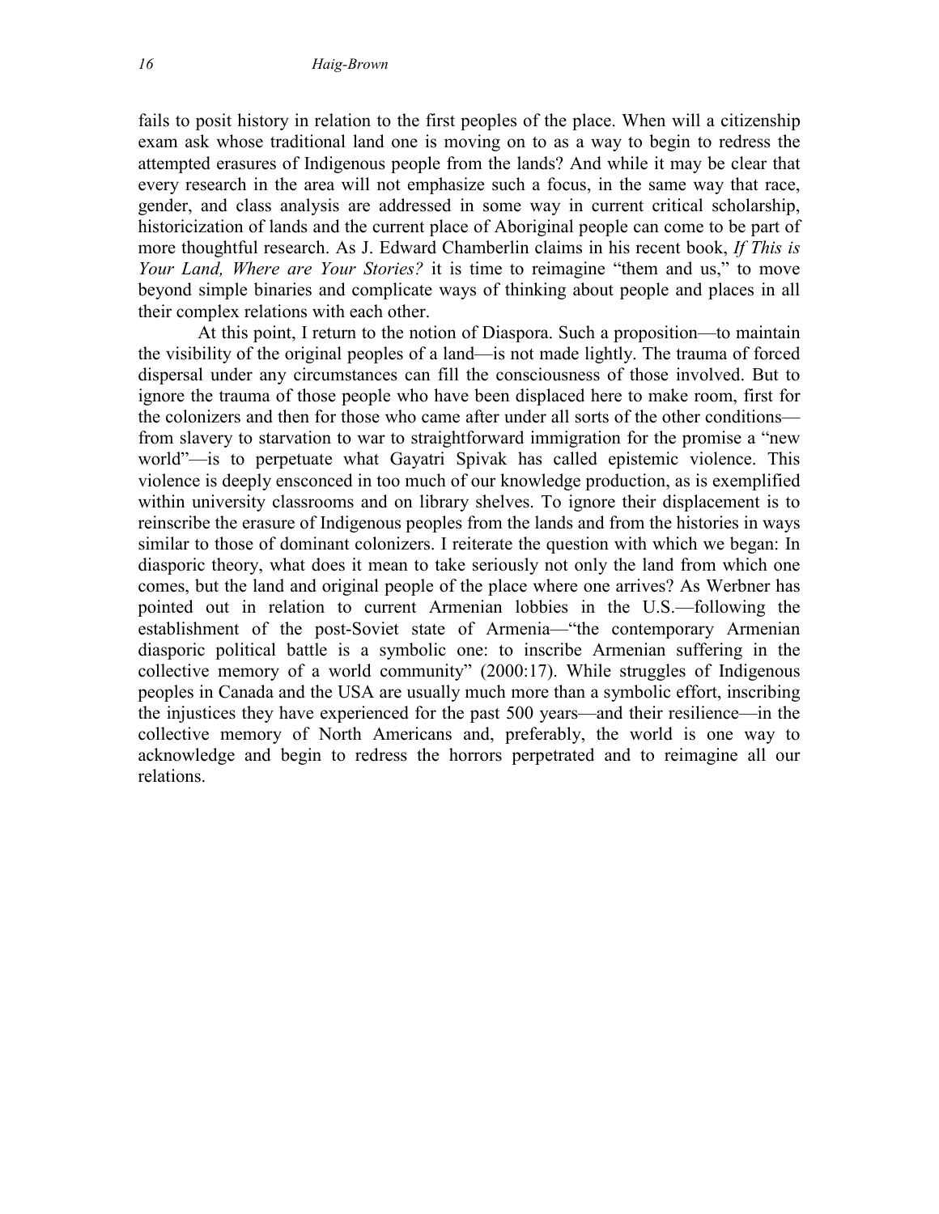fails to posit history in relation to the first peoples of the place. When will a citizenship exam ask whose traditional land one is moving on to as a way to begin to redress the attempted erasures of Indigenous people from the lands? And while it may be clear that every research in the area will not emphasize such a focus, in the same way that race, gender, and class analysis are addressed in some way in current critical scholarship, historicization of lands and the current place of Aboriginal people can come to be part of more thoughtful research. As J. Edward Chamberlin claims in his recent book, *If This is Your Land, Where are Your Stories?* it is time to reimagine "them and us," to move beyond simple binaries and complicate ways of thinking about people and places in all their complex relations with each other.

At this point, I return to the notion of Diaspora. Such a proposition—to maintain the visibility of the original peoples of a land—is not made lightly. The trauma of forced dispersal under any circumstances can fill the consciousness of those involved. But to ignore the trauma of those people who have been displaced here to make room, first for the colonizers and then for those who came after under all sorts of the other conditions—from slavery to starvation to war to straightforward immigration for the promise a "new world"—is to perpetuate what Gayatri Spivak has called epistemic violence. This violence is deeply ensconced in too much of our knowledge production, as is exemplified within university classrooms and on library shelves. To ignore their displacement is to reinscribe the erasure of Indigenous peoples from the lands and from the histories in ways similar to those of dominant colonizers. I reiterate the question with which we began: In diasporic theory, what does it mean to take seriously not only the land from which one comes, but the land and original people of the place where one arrives? As Werbner has pointed out in relation to current Armenian lobbies in the U.S.—following the establishment of the post-Soviet state of Armenia—"the contemporary Armenian diasporic political battle is a symbolic one: to inscribe Armenian suffering in the collective memory of a world community" (2000:17). While struggles of Indigenous peoples in Canada and the USA are usually much more than a symbolic effort, inscribing the injustices they have experienced for the past 500 years—and their resilience—in the collective memory of North Americans and, preferably, the world is one way to acknowledge and begin to redress the horrors perpetrated and to reimagine all our relations.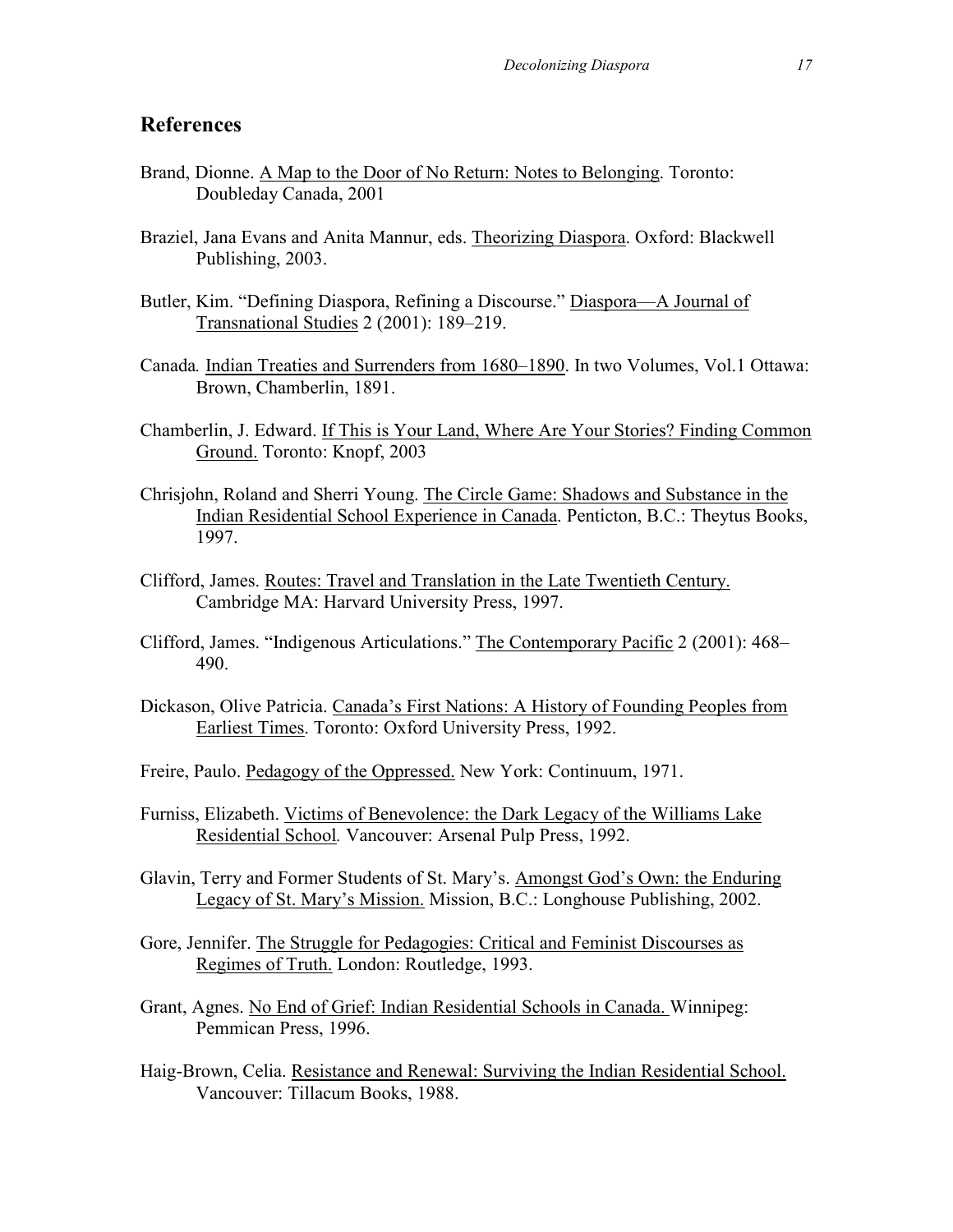## References

Brand, Dionne. A Map to the Door of No Return: Notes to Belonging. Toronto: Doubleday Canada, 2001

Braziel, Jana Evans and Anita Mannur, eds. Theorizing Diaspora. Oxford: Blackwell Publishing, 2003.

Butler, Kim. "Defining Diaspora, Refining a Discourse." Diaspora—A Journal of Transnational Studies 2 (2001): 189–219.

Canada. Indian Treaties and Surrenders from 1680–1890. In two Volumes, Vol.1 Ottawa: Brown, Chamberlin, 1891.

Chamberlin, J. Edward. If This is Your Land, Where Are Your Stories? Finding Common Ground. Toronto: Knopf, 2003

Chrisjohn, Roland and Sherri Young. The Circle Game: Shadows and Substance in the Indian Residential School Experience in Canada. Penticton, B.C.: Theytus Books, 1997.

Clifford, James. Routes: Travel and Translation in the Late Twentieth Century. Cambridge MA: Harvard University Press, 1997.

Clifford, James. "Indigenous Articulations." The Contemporary Pacific 2 (2001): 468–490.

Dickason, Olive Patricia. Canada's First Nations: A History of Founding Peoples from Earliest Times. Toronto: Oxford University Press, 1992.

Freire, Paulo. Pedagogy of the Oppressed. New York: Continuum, 1971.

Furniss, Elizabeth. Victims of Benevolence: the Dark Legacy of the Williams Lake Residential School. Vancouver: Arsenal Pulp Press, 1992.

Glavin, Terry and Former Students of St. Mary's. Amongst God's Own: the Enduring Legacy of St. Mary's Mission. Mission, B.C.: Longhouse Publishing, 2002.

Gore, Jennifer. The Struggle for Pedagogies: Critical and Feminist Discourses as Regimes of Truth. London: Routledge, 1993.

Grant, Agnes. No End of Grief: Indian Residential Schools in Canada. Winnipeg: Pemmican Press, 1996.

Haig-Brown, Celia. Resistance and Renewal: Surviving the Indian Residential School. Vancouver: Tillacum Books, 1988.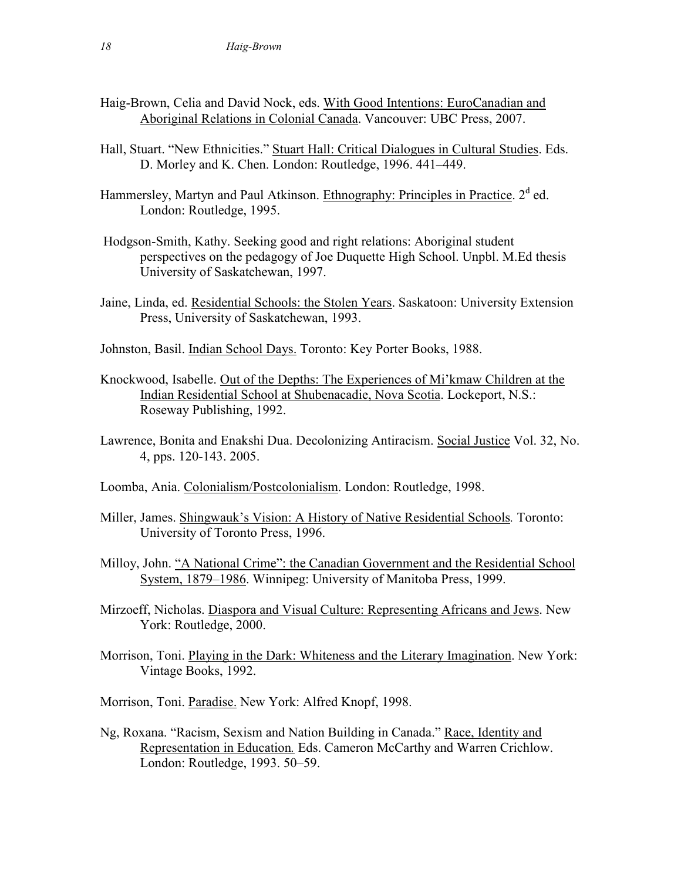Haig-Brown, Celia and David Nock, eds. With Good Intentions: EuroCanadian and Aboriginal Relations in Colonial Canada. Vancouver: UBC Press, 2007.

Hall, Stuart. "New Ethnicities." Stuart Hall: Critical Dialogues in Cultural Studies. Eds. D. Morley and K. Chen. London: Routledge, 1996. 441–449.

Hammersley, Martyn and Paul Atkinson. Ethnography: Principles in Practice. 2d ed. London: Routledge, 1995.

Hodgson-Smith, Kathy. Seeking good and right relations: Aboriginal student perspectives on the pedagogy of Joe Duquette High School. Unpbl. M.Ed thesis University of Saskatchewan, 1997.

Jaine, Linda, ed. Residential Schools: the Stolen Years. Saskatoon: University Extension Press, University of Saskatchewan, 1993.

Johnston, Basil. Indian School Days. Toronto: Key Porter Books, 1988.

Knockwood, Isabelle. Out of the Depths: The Experiences of Mi'kmaw Children at the Indian Residential School at Shubenacadie, Nova Scotia. Lockeport, N.S.: Roseway Publishing, 1992.

Lawrence, Bonita and Enakshi Dua. Decolonizing Antiracism. Social Justice Vol. 32, No. 4, pps. 120-143. 2005.

Loomba, Ania. Colonialism/Postcolonialism. London: Routledge, 1998.

Miller, James. Shingwauk's Vision: A History of Native Residential Schools. Toronto: University of Toronto Press, 1996.

Milloy, John. "A National Crime": the Canadian Government and the Residential School System, 1879–1986. Winnipeg: University of Manitoba Press, 1999.

Mirzoeff, Nicholas. Diaspora and Visual Culture: Representing Africans and Jews. New York: Routledge, 2000.

Morrison, Toni. Playing in the Dark: Whiteness and the Literary Imagination. New York: Vintage Books, 1992.

Morrison, Toni. Paradise. New York: Alfred Knopf, 1998.

Ng, Roxana. "Racism, Sexism and Nation Building in Canada." Race, Identity and Representation in Education. Eds. Cameron McCarthy and Warren Crichlow. London: Routledge, 1993. 50–59.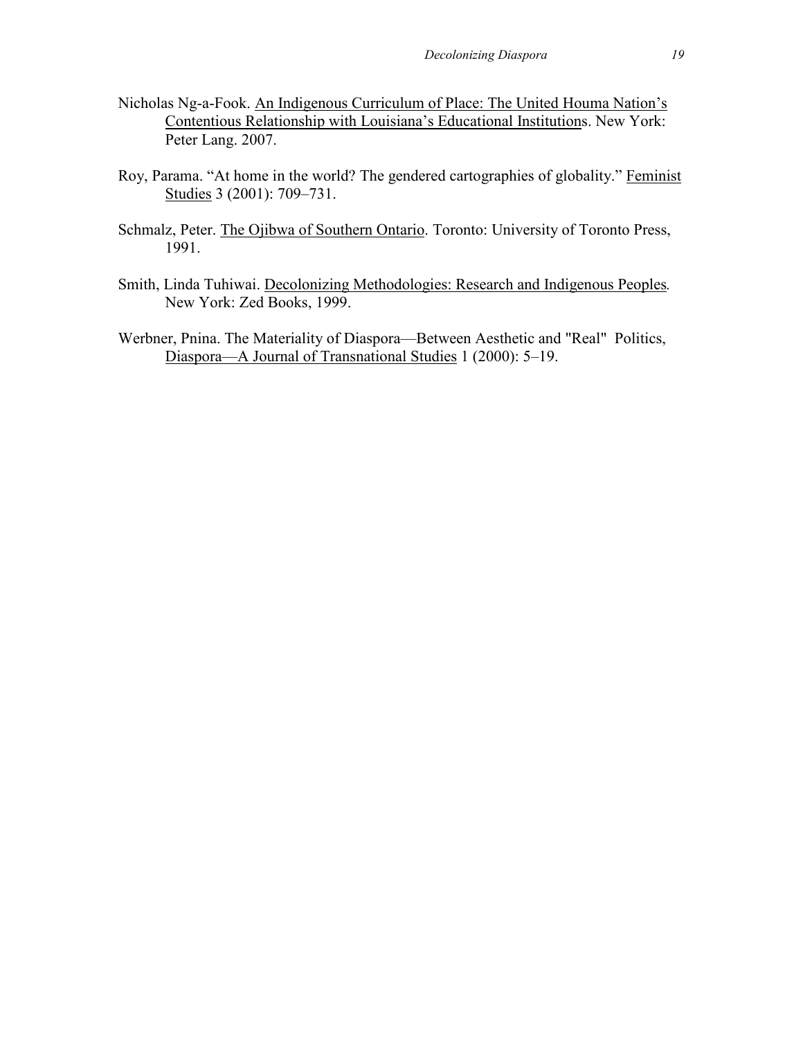Nicholas Ng-a-Fook. An Indigenous Curriculum of Place: The United Houma Nation's Contentious Relationship with Louisiana's Educational Institutions. New York: Peter Lang. 2007.

Roy, Parama. "At home in the world? The gendered cartographies of globality." Feminist Studies 3 (2001): 709–731.

Schmalz, Peter. The Ojibwa of Southern Ontario. Toronto: University of Toronto Press, 1991.

Smith, Linda Tuhiwai. Decolonizing Methodologies: Research and Indigenous Peoples. New York: Zed Books, 1999.

Werbner, Pnina. The Materiality of Diaspora—Between Aesthetic and "Real" Politics, Diaspora—A Journal of Transnational Studies 1 (2000): 5–19.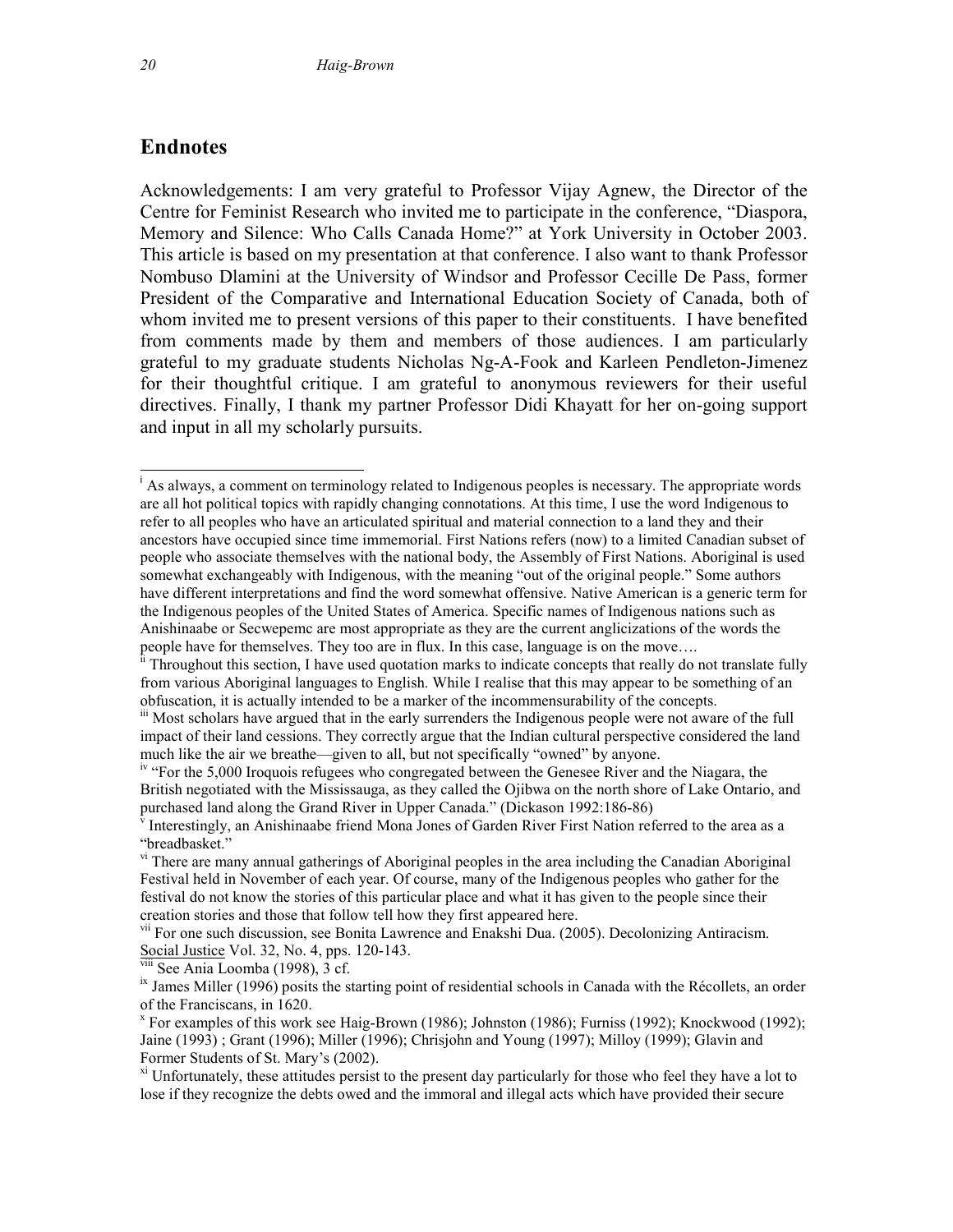## Endnotes

Acknowledgements: I am very grateful to Professor Vijay Agnew, the Director of the Centre for Feminist Research who invited me to participate in the conference, "Diaspora, Memory and Silence: Who Calls Canada Home?" at York University in October 2003. This article is based on my presentation at that conference. I also want to thank Professor Nombuso Dlamini at the University of Windsor and Professor Cecille De Pass, former President of the Comparative and International Education Society of Canada, both of whom invited me to present versions of this paper to their constituents. I have benefited from comments made by them and members of those audiences. I am particularly grateful to my graduate students Nicholas Ng-A-Fook and Karleen Pendleton-Jimenez for their thoughtful critique. I am grateful to anonymous reviewers for their useful directives. Finally, I thank my partner Professor Didi Khayatt for her on-going support and input in all my scholarly pursuits.

---

[i] As always, a comment on terminology related to Indigenous peoples is necessary. The appropriate words are all hot political topics with rapidly changing connotations. At this time, I use the word Indigenous to refer to all peoples who have an articulated spiritual and material connection to a land they and their ancestors have occupied since time immemorial. First Nations refers (now) to a limited Canadian subset of people who associate themselves with the national body, the Assembly of First Nations. Aboriginal is used somewhat exchangeably with Indigenous, with the meaning "out of the original people." Some authors have different interpretations and find the word somewhat offensive. Native American is a generic term for the Indigenous peoples of the United States of America. Specific names of Indigenous nations such as Anishinaabe or Secwepemc are most appropriate as they are the current anglicizations of the words the people have for themselves. They too are in flux. In this case, language is on the move….

[ii] Throughout this section, I have used quotation marks to indicate concepts that really do not translate fully from various Aboriginal languages to English. While I realise that this may appear to be something of an obfuscation, it is actually intended to be a marker of the incommensurability of the concepts.

[iii] Most scholars have argued that in the early surrenders the Indigenous people were not aware of the full impact of their land cessions. They correctly argue that the Indian cultural perspective considered the land much like the air we breathe—given to all, but not specifically "owned" by anyone.

[iv] "For the 5,000 Iroquois refugees who congregated between the Genesee River and the Niagara, the British negotiated with the Mississauga, as they called the Ojibwa on the north shore of Lake Ontario, and purchased land along the Grand River in Upper Canada." (Dickason 1992:186-86)

[v] Interestingly, an Anishinaabe friend Mona Jones of Garden River First Nation referred to the area as a "breadbasket."

[vi] There are many annual gatherings of Aboriginal peoples in the area including the Canadian Aboriginal Festival held in November of each year. Of course, many of the Indigenous peoples who gather for the festival do not know the stories of this particular place and what it has given to the people since their creation stories and those that follow tell how they first appeared here.

[vii] For one such discussion, see Bonita Lawrence and Enakshi Dua. (2005). Decolonizing Antiracism. Social Justice Vol. 32, No. 4, pps. 120-143.

[viii] See Ania Loomba (1998), 3 cf.

[ix] James Miller (1996) posits the starting point of residential schools in Canada with the Récollets, an order of the Franciscans, in 1620.

[x] For examples of this work see Haig-Brown (1986); Johnston (1986); Furniss (1992); Knockwood (1992); Jaine (1993) ; Grant (1996); Miller (1996); Chrisjohn and Young (1997); Milloy (1999); Glavin and Former Students of St. Mary's (2002).

[xi] Unfortunately, these attitudes persist to the present day particularly for those who feel they have a lot to lose if they recognize the debts owed and the immoral and illegal acts which have provided their secure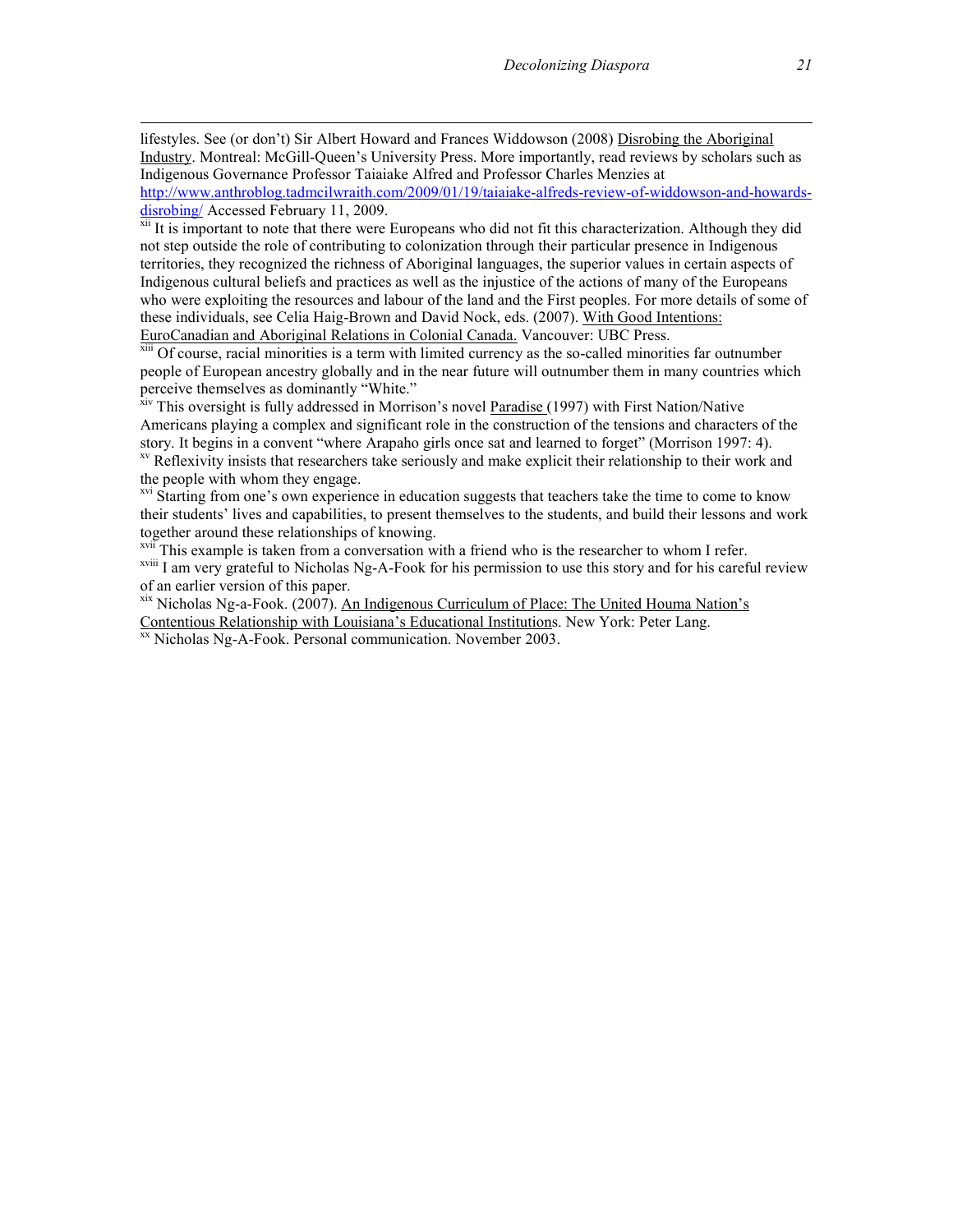lifestyles. See (or don't) Sir Albert Howard and Frances Widdowson (2008) Disrobing the Aboriginal Industry. Montreal: McGill-Queen's University Press. More importantly, read reviews by scholars such as Indigenous Governance Professor Taiaiake Alfred and Professor Charles Menzies at http://www.anthroblog.tadmcilwraith.com/2009/01/19/taiaiake-alfreds-review-of-widdowson-and-howards-disrobing/ Accessed February 11, 2009.

[xii] It is important to note that there were Europeans who did not fit this characterization. Although they did not step outside the role of contributing to colonization through their particular presence in Indigenous territories, they recognized the richness of Aboriginal languages, the superior values in certain aspects of Indigenous cultural beliefs and practices as well as the injustice of the actions of many of the Europeans who were exploiting the resources and labour of the land and the First peoples. For more details of some of these individuals, see Celia Haig-Brown and David Nock, eds. (2007). With Good Intentions: EuroCanadian and Aboriginal Relations in Colonial Canada. Vancouver: UBC Press.

[xiii] Of course, racial minorities is a term with limited currency as the so-called minorities far outnumber people of European ancestry globally and in the near future will outnumber them in many countries which perceive themselves as dominantly "White."

[xiv] This oversight is fully addressed in Morrison's novel Paradise (1997) with First Nation/Native Americans playing a complex and significant role in the construction of the tensions and characters of the story. It begins in a convent "where Arapaho girls once sat and learned to forget" (Morrison 1997: 4).

[xv] Reflexivity insists that researchers take seriously and make explicit their relationship to their work and the people with whom they engage.

[xvi] Starting from one's own experience in education suggests that teachers take the time to come to know their students' lives and capabilities, to present themselves to the students, and build their lessons and work together around these relationships of knowing.

[xvii] This example is taken from a conversation with a friend who is the researcher to whom I refer.

[xviii] I am very grateful to Nicholas Ng-A-Fook for his permission to use this story and for his careful review of an earlier version of this paper.

[xix] Nicholas Ng-a-Fook. (2007). An Indigenous Curriculum of Place: The United Houma Nation's Contentious Relationship with Louisiana's Educational Institutions. New York: Peter Lang.

[xx] Nicholas Ng-A-Fook. Personal communication. November 2003.